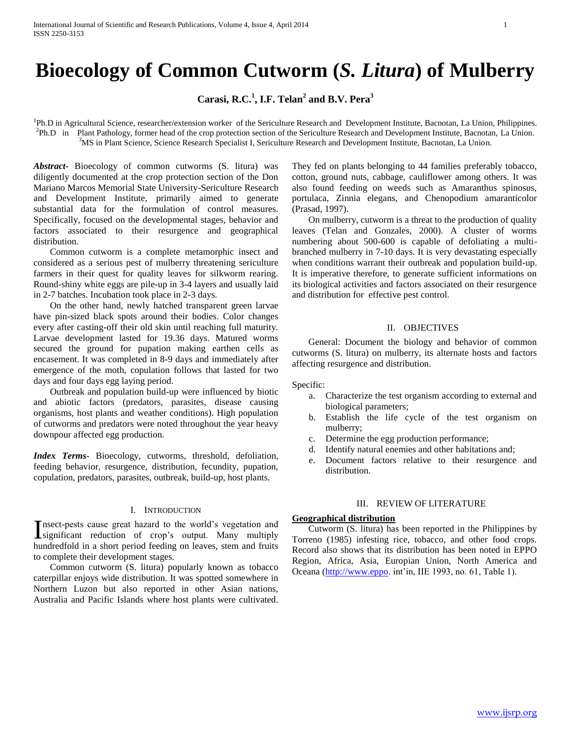# Bioecology of Common Cutworm (*S. Litura*) of Mulberry

**Carasi, R.C.[1], I.F. Telan[2] and B.V. Pera[3]**

[1]Ph.D in Agricultural Science, researcher/extension worker of the Sericulture Research and Development Institute, Bacnotan, La Union, Philippines.
[2]Ph.D in Plant Pathology, former head of the crop protection section of the Sericulture Research and Development Institute, Bacnotan, La Union.
[3]MS in Plant Science, Science Research Specialist I, Sericulture Research and Development Institute, Bacnotan, La Union.

***Abstract-*** Bioecology of common cutworms (S. litura) was diligently documented at the crop protection section of the Don Mariano Marcos Memorial State University-Sericulture Research and Development Institute, primarily aimed to generate substantial data for the formulation of control measures. Specifically, focused on the developmental stages, behavior and factors associated to their resurgence and geographical distribution.

Common cutworm is a complete metamorphic insect and considered as a serious pest of mulberry threatening sericulture farmers in their quest for quality leaves for silkworm rearing. Round-shiny white eggs are pile-up in 3-4 layers and usually laid in 2-7 batches. Incubation took place in 2-3 days.

On the other hand, newly hatched transparent green larvae have pin-sized black spots around their bodies. Color changes every after casting-off their old skin until reaching full maturity. Larvae development lasted for 19.36 days. Matured worms secured the ground for pupation making earthen cells as encasement. It was completed in 8-9 days and immediately after emergence of the moth, copulation follows that lasted for two days and four days egg laying period.

Outbreak and population build-up were influenced by biotic and abiotic factors (predators, parasites, disease causing organisms, host plants and weather conditions). High population of cutworms and predators were noted throughout the year heavy downpour affected egg production.

***Index Terms*-** Bioecology, cutworms, threshold, defoliation, feeding behavior, resurgence, distribution, fecundity, pupation, copulation, predators, parasites, outbreak, build-up, host plants.

## I. Introduction

Insect-pests cause great hazard to the world's vegetation and significant reduction of crop's output. Many multiply hundredfold in a short period feeding on leaves, stem and fruits to complete their development stages.

Common cutworm (S. litura) popularly known as tobacco caterpillar enjoys wide distribution. It was spotted somewhere in Northern Luzon but also reported in other Asian nations, Australia and Pacific Islands where host plants were cultivated. They fed on plants belonging to 44 families preferably tobacco, cotton, ground nuts, cabbage, cauliflower among others. It was also found feeding on weeds such as Amaranthus spinosus, portulaca, Zinnia elegans, and Chenopodium amaranticolor (Prasad, 1997).

On mulberry, cutworm is a threat to the production of quality leaves (Telan and Gonzales, 2000). A cluster of worms numbering about 500-600 is capable of defoliating a multi-branched mulberry in 7-10 days. It is very devastating especially when conditions warrant their outbreak and population build-up. It is imperative therefore, to generate sufficient informations on its biological activities and factors associated on their resurgence and distribution for effective pest control.

## II. Objectives

General: Document the biology and behavior of common cutworms (S. litura) on mulberry, its alternate hosts and factors affecting resurgence and distribution.

Specific:

a. Characterize the test organism according to external and biological parameters;
b. Establish the life cycle of the test organism on mulberry;
c. Determine the egg production performance;
d. Identify natural enemies and other habitations and;
e. Document factors relative to their resurgence and distribution.

## III. Review of Literature

**Geographical distribution**

Cutworm (S. litura) has been reported in the Philippines by Torreno (1985) infesting rice, tobacco, and other food crops. Record also shows that its distribution has been noted in EPPO Region, Africa, Asia, Europian Union, North America and Oceana (http://www.eppo. int'in, IIE 1993, no. 61, Table 1).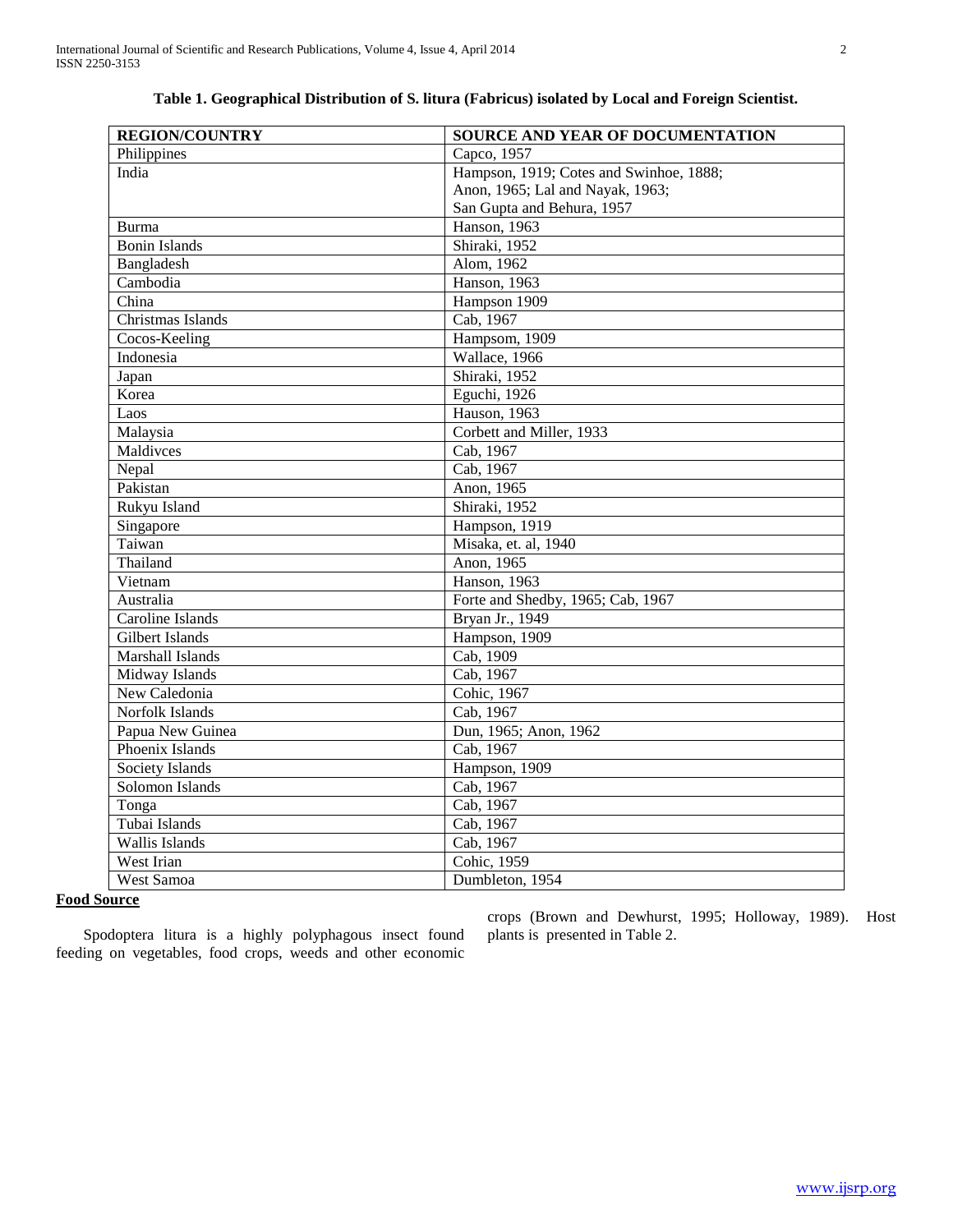**Table 1. Geographical Distribution of S. litura (Fabricus) isolated by Local and Foreign Scientist.**

| REGION/COUNTRY | SOURCE AND YEAR OF DOCUMENTATION |
|---|---|
| Philippines | Capco, 1957 |
| India | Hampson, 1919; Cotes and Swinhoe, 1888; Anon, 1965; Lal and Nayak, 1963; San Gupta and Behura, 1957 |
| Burma | Hanson, 1963 |
| Bonin Islands | Shiraki, 1952 |
| Bangladesh | Alom, 1962 |
| Cambodia | Hanson, 1963 |
| China | Hampson 1909 |
| Christmas Islands | Cab, 1967 |
| Cocos-Keeling | Hampsom, 1909 |
| Indonesia | Wallace, 1966 |
| Japan | Shiraki, 1952 |
| Korea | Eguchi, 1926 |
| Laos | Hauson, 1963 |
| Malaysia | Corbett and Miller, 1933 |
| Maldivces | Cab, 1967 |
| Nepal | Cab, 1967 |
| Pakistan | Anon, 1965 |
| Rukyu Island | Shiraki, 1952 |
| Singapore | Hampson, 1919 |
| Taiwan | Misaka, et. al, 1940 |
| Thailand | Anon, 1965 |
| Vietnam | Hanson, 1963 |
| Australia | Forte and Shedby, 1965; Cab, 1967 |
| Caroline Islands | Bryan Jr., 1949 |
| Gilbert Islands | Hampson, 1909 |
| Marshall Islands | Cab, 1909 |
| Midway Islands | Cab, 1967 |
| New Caledonia | Cohic, 1967 |
| Norfolk Islands | Cab, 1967 |
| Papua New Guinea | Dun, 1965; Anon, 1962 |
| Phoenix Islands | Cab, 1967 |
| Society Islands | Hampson, 1909 |
| Solomon Islands | Cab, 1967 |
| Tonga | Cab, 1967 |
| Tubai Islands | Cab, 1967 |
| Wallis Islands | Cab, 1967 |
| West Irian | Cohic, 1959 |
| West Samoa | Dumbleton, 1954 |

**Food Source**

Spodoptera litura is a highly polyphagous insect found feeding on vegetables, food crops, weeds and other economic crops (Brown and Dewhurst, 1995; Holloway, 1989). Host plants is presented in Table 2.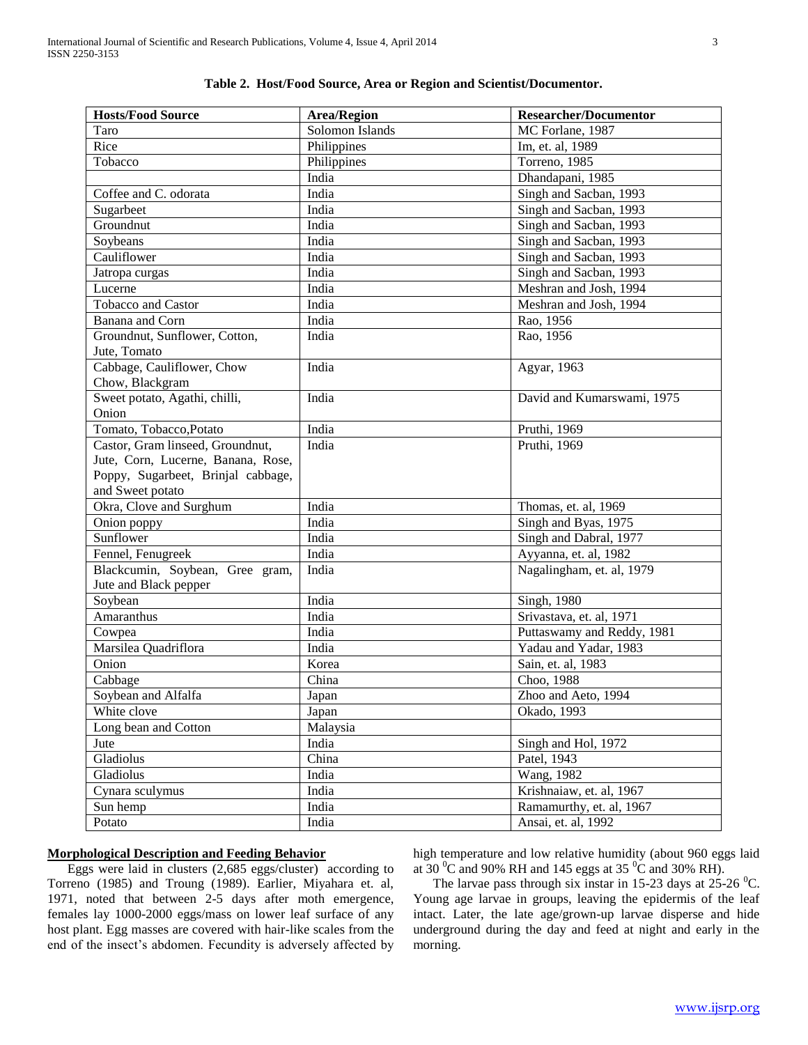**Table 2. Host/Food Source, Area or Region and Scientist/Documentor.**

| Hosts/Food Source | Area/Region | Researcher/Documentor |
|---|---|---|
| Taro | Solomon Islands | MC Forlane, 1987 |
| Rice | Philippines | Im, et. al, 1989 |
| Tobacco | Philippines | Torreno, 1985 |
| | India | Dhandapani, 1985 |
| Coffee and C. odorata | India | Singh and Sacban, 1993 |
| Sugarbeet | India | Singh and Sacban, 1993 |
| Groundnut | India | Singh and Sacban, 1993 |
| Soybeans | India | Singh and Sacban, 1993 |
| Cauliflower | India | Singh and Sacban, 1993 |
| Jatropa curgas | India | Singh and Sacban, 1993 |
| Lucerne | India | Meshran and Josh, 1994 |
| Tobacco and Castor | India | Meshran and Josh, 1994 |
| Banana and Corn | India | Rao, 1956 |
| Groundnut, Sunflower, Cotton, Jute, Tomato | India | Rao, 1956 |
| Cabbage, Cauliflower, Chow Chow, Blackgram | India | Agyar, 1963 |
| Sweet potato, Agathi, chilli, Onion | India | David and Kumarswami, 1975 |
| Tomato, Tobacco,Potato | India | Pruthi, 1969 |
| Castor, Gram linseed, Groundnut, Jute, Corn, Lucerne, Banana, Rose, Poppy, Sugarbeet, Brinjal cabbage, and Sweet potato | India | Pruthi, 1969 |
| Okra, Clove and Surghum | India | Thomas, et. al, 1969 |
| Onion poppy | India | Singh and Byas, 1975 |
| Sunflower | India | Singh and Dabral, 1977 |
| Fennel, Fenugreek | India | Ayyanna, et. al, 1982 |
| Blackcumin, Soybean, Gree gram, Jute and Black pepper | India | Nagalingham, et. al, 1979 |
| Soybean | India | Singh, 1980 |
| Amaranthus | India | Srivastava, et. al, 1971 |
| Cowpea | India | Puttaswamy and Reddy, 1981 |
| Marsilea Quadriflora | India | Yadau and Yadar, 1983 |
| Onion | Korea | Sain, et. al, 1983 |
| Cabbage | China | Choo, 1988 |
| Soybean and Alfalfa | Japan | Zhoo and Aeto, 1994 |
| White clove | Japan | Okado, 1993 |
| Long bean and Cotton | Malaysia | |
| Jute | India | Singh and Hol, 1972 |
| Gladiolus | China | Patel, 1943 |
| Gladiolus | India | Wang, 1982 |
| Cynara sculymus | India | Krishnaiaw, et. al, 1967 |
| Sun hemp | India | Ramamurthy, et. al, 1967 |
| Potato | India | Ansai, et. al, 1992 |

**Morphological Description and Feeding Behavior**

Eggs were laid in clusters (2,685 eggs/cluster) according to Torreno (1985) and Troung (1989). Earlier, Miyahara et. al, 1971, noted that between 2-5 days after moth emergence, females lay 1000-2000 eggs/mass on lower leaf surface of any host plant. Egg masses are covered with hair-like scales from the end of the insect's abdomen. Fecundity is adversely affected by high temperature and low relative humidity (about 960 eggs laid at 30 $^{0}$C and 90% RH and 145 eggs at 35 $^{0}$C and 30% RH).

The larvae pass through six instar in 15-23 days at 25-26 $^{0}$C. Young age larvae in groups, leaving the epidermis of the leaf intact. Later, the late age/grown-up larvae disperse and hide underground during the day and feed at night and early in the morning.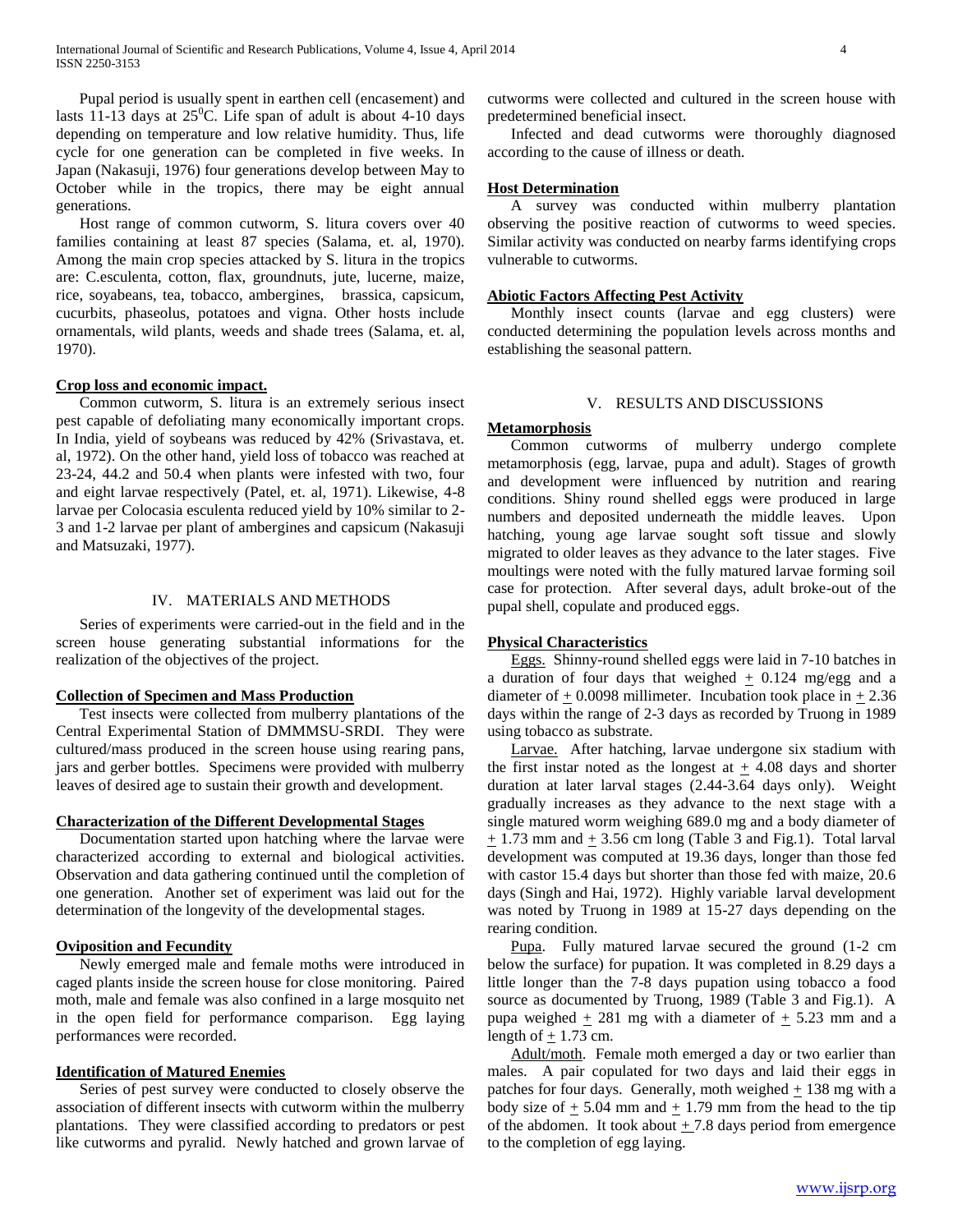Pupal period is usually spent in earthen cell (encasement) and lasts 11-13 days at $25^0$C. Life span of adult is about 4-10 days depending on temperature and low relative humidity. Thus, life cycle for one generation can be completed in five weeks. In Japan (Nakasuji, 1976) four generations develop between May to October while in the tropics, there may be eight annual generations.

Host range of common cutworm, S. litura covers over 40 families containing at least 87 species (Salama, et. al, 1970). Among the main crop species attacked by S. litura in the tropics are: C.esculenta, cotton, flax, groundnuts, jute, lucerne, maize, rice, soyabeans, tea, tobacco, ambergines, brassica, capsicum, cucurbits, phaseolus, potatoes and vigna. Other hosts include ornamentals, wild plants, weeds and shade trees (Salama, et. al, 1970).

**Crop loss and economic impact.**

Common cutworm, S. litura is an extremely serious insect pest capable of defoliating many economically important crops. In India, yield of soybeans was reduced by 42% (Srivastava, et. al, 1972). On the other hand, yield loss of tobacco was reached at 23-24, 44.2 and 50.4 when plants were infested with two, four and eight larvae respectively (Patel, et. al, 1971). Likewise, 4-8 larvae per Colocasia esculenta reduced yield by 10% similar to 2-3 and 1-2 larvae per plant of ambergines and capsicum (Nakasuji and Matsuzaki, 1977).

## IV. MATERIALS AND METHODS

Series of experiments were carried-out in the field and in the screen house generating substantial informations for the realization of the objectives of the project.

**Collection of Specimen and Mass Production**

Test insects were collected from mulberry plantations of the Central Experimental Station of DMMMSU-SRDI. They were cultured/mass produced in the screen house using rearing pans, jars and gerber bottles. Specimens were provided with mulberry leaves of desired age to sustain their growth and development.

**Characterization of the Different Developmental Stages**

Documentation started upon hatching where the larvae were characterized according to external and biological activities. Observation and data gathering continued until the completion of one generation. Another set of experiment was laid out for the determination of the longevity of the developmental stages.

**Oviposition and Fecundity**

Newly emerged male and female moths were introduced in caged plants inside the screen house for close monitoring. Paired moth, male and female was also confined in a large mosquito net in the open field for performance comparison. Egg laying performances were recorded.

**Identification of Matured Enemies**

Series of pest survey were conducted to closely observe the association of different insects with cutworm within the mulberry plantations. They were classified according to predators or pest like cutworms and pyralid. Newly hatched and grown larvae of cutworms were collected and cultured in the screen house with predetermined beneficial insect.

Infected and dead cutworms were thoroughly diagnosed according to the cause of illness or death.

**Host Determination**

A survey was conducted within mulberry plantation observing the positive reaction of cutworms to weed species. Similar activity was conducted on nearby farms identifying crops vulnerable to cutworms.

**Abiotic Factors Affecting Pest Activity**

Monthly insect counts (larvae and egg clusters) were conducted determining the population levels across months and establishing the seasonal pattern.

## V. RESULTS AND DISCUSSIONS

**Metamorphosis**

Common cutworms of mulberry undergo complete metamorphosis (egg, larvae, pupa and adult). Stages of growth and development were influenced by nutrition and rearing conditions. Shiny round shelled eggs were produced in large numbers and deposited underneath the middle leaves. Upon hatching, young age larvae sought soft tissue and slowly migrated to older leaves as they advance to the later stages. Five moultings were noted with the fully matured larvae forming soil case for protection. After several days, adult broke-out of the pupal shell, copulate and produced eggs.

**Physical Characteristics**

Eggs. Shinny-round shelled eggs were laid in 7-10 batches in a duration of four days that weighed $\pm$ 0.124 mg/egg and a diameter of $\pm$ 0.0098 millimeter. Incubation took place in $\pm$ 2.36 days within the range of 2-3 days as recorded by Truong in 1989 using tobacco as substrate.

Larvae. After hatching, larvae undergone six stadium with the first instar noted as the longest at $\pm$ 4.08 days and shorter duration at later larval stages (2.44-3.64 days only). Weight gradually increases as they advance to the next stage with a single matured worm weighing 689.0 mg and a body diameter of $\pm$ 1.73 mm and $\pm$ 3.56 cm long (Table 3 and Fig.1). Total larval development was computed at 19.36 days, longer than those fed with castor 15.4 days but shorter than those fed with maize, 20.6 days (Singh and Hai, 1972). Highly variable larval development was noted by Truong in 1989 at 15-27 days depending on the rearing condition.

Pupa. Fully matured larvae secured the ground (1-2 cm below the surface) for pupation. It was completed in 8.29 days a little longer than the 7-8 days pupation using tobacco a food source as documented by Truong, 1989 (Table 3 and Fig.1). A pupa weighed $\pm$ 281 mg with a diameter of $\pm$ 5.23 mm and a length of $\pm$ 1.73 cm.

Adult/moth. Female moth emerged a day or two earlier than males. A pair copulated for two days and laid their eggs in patches for four days. Generally, moth weighed $\pm$ 138 mg with a body size of $\pm$ 5.04 mm and $\pm$ 1.79 mm from the head to the tip of the abdomen. It took about $\pm$ 7.8 days period from emergence to the completion of egg laying.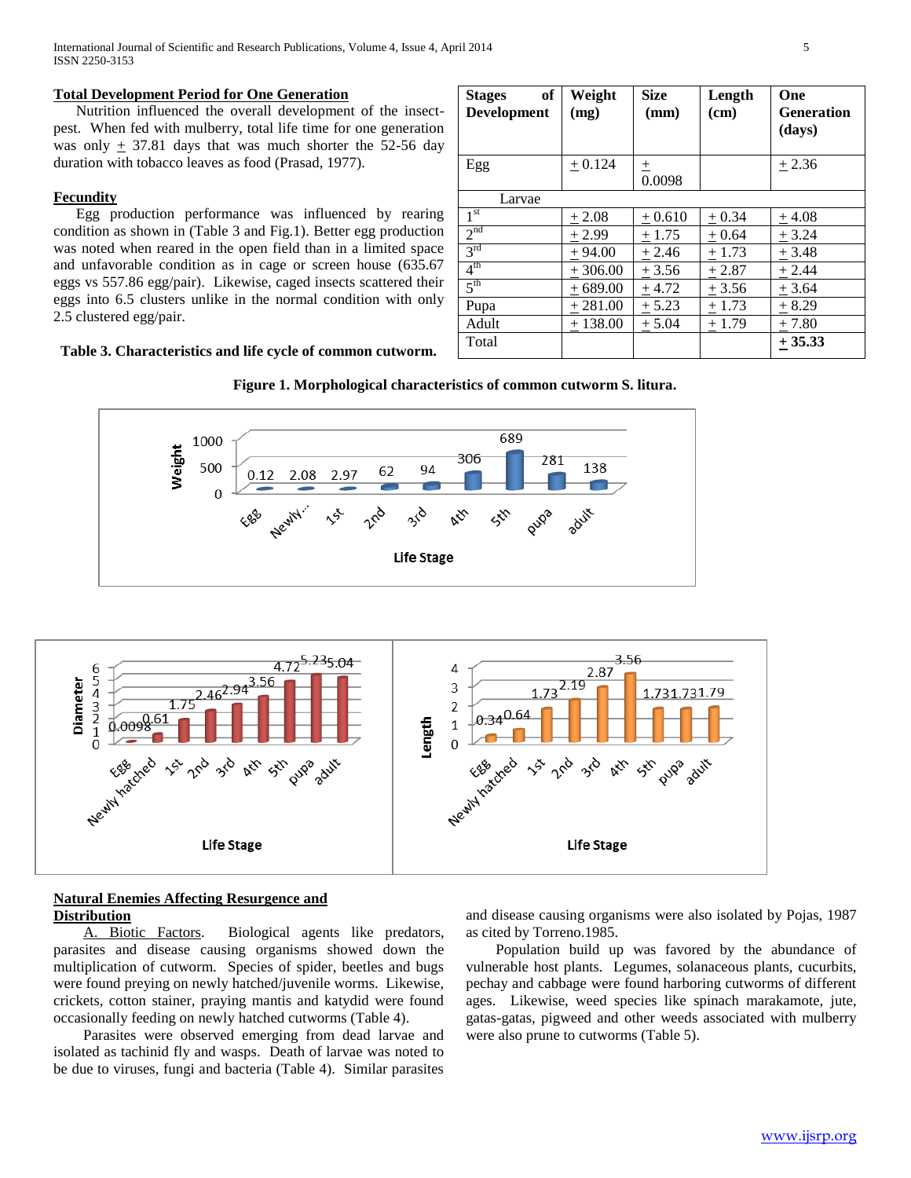### Total Development Period for One Generation

Nutrition influenced the overall development of the insect-pest. When fed with mulberry, total life time for one generation was only $\pm$ 37.81 days that was much shorter the 52-56 day duration with tobacco leaves as food (Prasad, 1977).

### Fecundity

Egg production performance was influenced by rearing condition as shown in (Table 3 and Fig.1). Better egg production was noted when reared in the open field than in a limited space and unfavorable condition as in cage or screen house (635.67 eggs vs 557.86 egg/pair). Likewise, caged insects scattered their eggs into 6.5 clusters unlike in the normal condition with only 2.5 clustered egg/pair.

**Table 3. Characteristics and life cycle of common cutworm.**

| Stages of Development | Weight (mg) | Size (mm) | Length (cm) | One Generation (days) |
|---|---|---|---|---|
| Egg | $\pm$ 0.124 | $\pm$ 0.0098 | | $\pm$ 2.36 |
| Larvae | | | | |
| 1st | $\pm$ 2.08 | $\pm$ 0.610 | $\pm$ 0.34 | $\pm$ 4.08 |
| 2nd | $\pm$ 2.99 | $\pm$ 1.75 | $\pm$ 0.64 | $\pm$ 3.24 |
| 3rd | $\pm$ 94.00 | $\pm$ 2.46 | $\pm$ 1.73 | $\pm$ 3.48 |
| 4th | $\pm$ 306.00 | $\pm$ 3.56 | $\pm$ 2.87 | $\pm$ 2.44 |
| 5th | $\pm$ 689.00 | $\pm$ 4.72 | $\pm$ 3.56 | $\pm$ 3.64 |
| Pupa | $\pm$ 281.00 | $\pm$ 5.23 | $\pm$ 1.73 | $\pm$ 8.29 |
| Adult | $\pm$ 138.00 | $\pm$ 5.04 | $\pm$ 1.79 | $\pm$ 7.80 |
| Total | | | | **$\pm$ 35.33** |

**Figure 1. Morphological characteristics of common cutworm S. litura.**

### Natural Enemies Affecting Resurgence and Distribution

A. Biotic Factors. Biological agents like predators, parasites and disease causing organisms showed down the multiplication of cutworm. Species of spider, beetles and bugs were found preying on newly hatched/juvenile worms. Likewise, crickets, cotton stainer, praying mantis and katydid were found occasionally feeding on newly hatched cutworms (Table 4).

Parasites were observed emerging from dead larvae and isolated as tachinid fly and wasps. Death of larvae was noted to be due to viruses, fungi and bacteria (Table 4). Similar parasites and disease causing organisms were also isolated by Pojas, 1987 as cited by Torreno.1985.

Population build up was favored by the abundance of vulnerable host plants. Legumes, solanaceous plants, cucurbits, pechay and cabbage were found harboring cutworms of different ages. Likewise, weed species like spinach marakamote, jute, gatas-gatas, pigweed and other weeds associated with mulberry were also prune to cutworms (Table 5).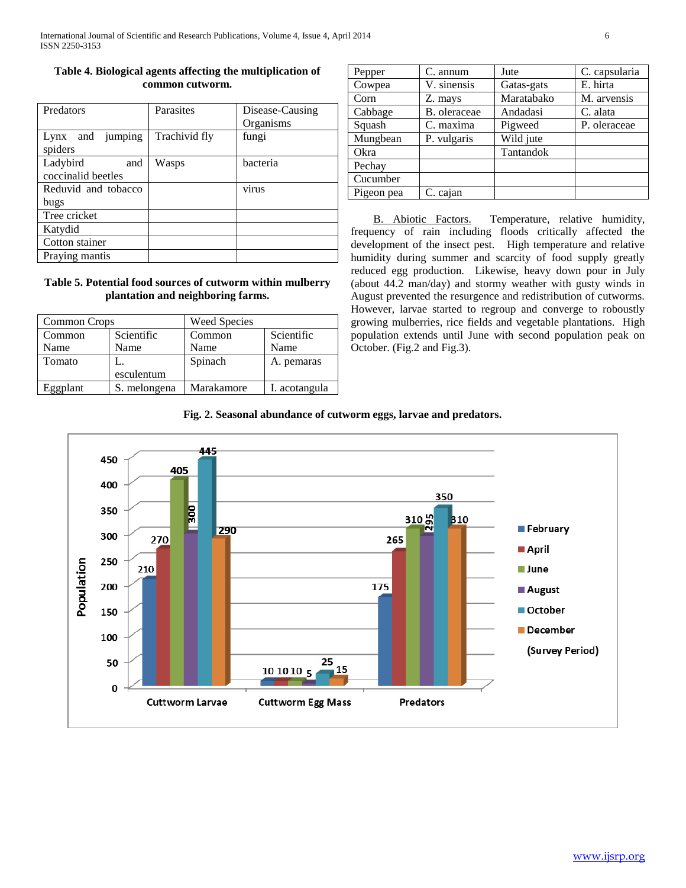**Table 4. Biological agents affecting the multiplication of common cutworm.**

| Predators | Parasites | Disease-Causing Organisms |
|---|---|---|
| Lynx and jumping spiders | Trachivid fly | fungi |
| Ladybird and coccinalid beetles | Wasps | bacteria |
| Reduvid and tobacco bugs | | virus |
| Tree cricket | | |
| Katydid | | |
| Cotton stainer | | |
| Praying mantis | | |

**Table 5. Potential food sources of cutworm within mulberry plantation and neighboring farms.**

| Common Crops | | Weed Species | |
|---|---|---|---|
| Common Name | Scientific Name | Common Name | Scientific Name |
| Tomato | L. esculentum | Spinach | A. pemaras |
| Eggplant | S. melongena | Marakamore | I. acotangula |
| Pepper | C. annum | Jute | C. capsularia |
| Cowpea | V. sinensis | Gatas-gats | E. hirta |
| Corn | Z. mays | Maratabako | M. arvensis |
| Cabbage | B. oleraceae | Andadasi | C. alata |
| Squash | C. maxima | Pigweed | P. oleraceae |
| Mungbean | P. vulgaris | Wild jute | |
| Okra | | Tantandok | |
| Pechay | | | |
| Cucumber | | | |
| Pigeon pea | C. cajan | | |

B. Abiotic Factors. Temperature, relative humidity, frequency of rain including floods critically affected the development of the insect pest. High temperature and relative humidity during summer and scarcity of food supply greatly reduced egg production. Likewise, heavy down pour in July (about 44.2 man/day) and stormy weather with gusty winds in August prevented the resurgence and redistribution of cutworms. However, larvae started to regroup and converge to obroustly growing mulberries, rice fields and vegetable plantations. High population extends until June with second population peak on October. (Fig.2 and Fig.3).

**Fig. 2. Seasonal abundance of cutworm eggs, larvae and predators.**

| Population | February | April | June | August | October | December |
|---|---|---|---|---|---|---|
| Cuttworm Larvae | 210 | 270 | 405 | 300 | 445 | 290 |
| Cutworm Egg Mass | 10 | 10 | 10 | 5 | 25 | 15 |
| Predators | 175 | 265 | 310 | 295 | 350 | 310 |

(Survey Period)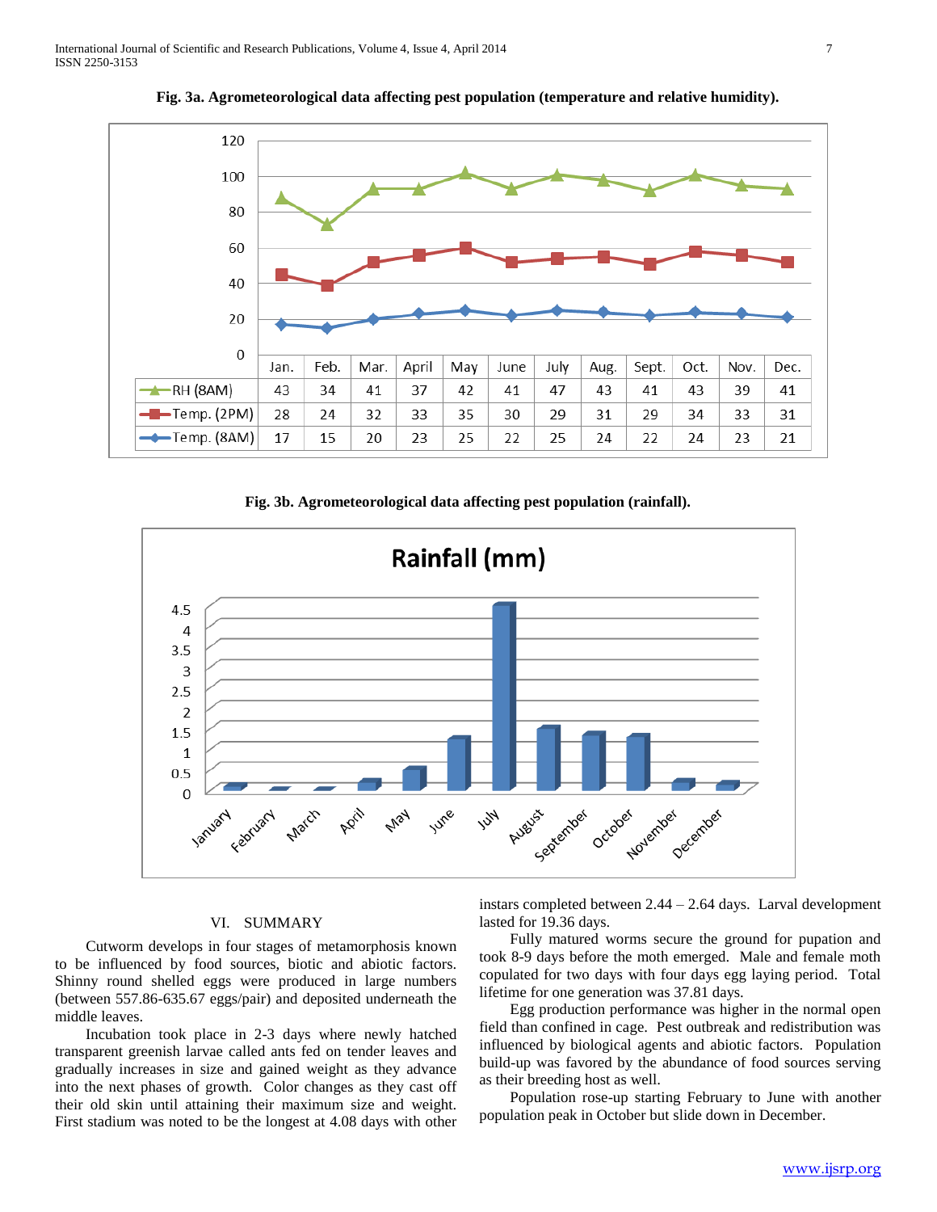**Fig. 3a. Agrometeorological data affecting pest population (temperature and relative humidity).**

| | Jan. | Feb. | Mar. | April | May | June | July | Aug. | Sept. | Oct. | Nov. | Dec. |
|---|---|---|---|---|---|---|---|---|---|---|---|---|
| RH (8AM) | 43 | 34 | 41 | 37 | 42 | 41 | 47 | 43 | 41 | 43 | 39 | 41 |
| Temp. (2PM) | 28 | 24 | 32 | 33 | 35 | 30 | 29 | 31 | 29 | 34 | 33 | 31 |
| Temp. (8AM) | 17 | 15 | 20 | 23 | 25 | 22 | 25 | 24 | 22 | 24 | 23 | 21 |

**Fig. 3b. Agrometeorological data affecting pest population (rainfall).**

## VI. SUMMARY

Cutworm develops in four stages of metamorphosis known to be influenced by food sources, biotic and abiotic factors. Shinny round shelled eggs were produced in large numbers (between 557.86-635.67 eggs/pair) and deposited underneath the middle leaves.

Incubation took place in 2-3 days where newly hatched transparent greenish larvae called ants fed on tender leaves and gradually increases in size and gained weight as they advance into the next phases of growth. Color changes as they cast off their old skin until attaining their maximum size and weight. First stadium was noted to be the longest at 4.08 days with other instars completed between 2.44 – 2.64 days. Larval development lasted for 19.36 days.

Fully matured worms secure the ground for pupation and took 8-9 days before the moth emerged. Male and female moth copulated for two days with four days egg laying period. Total lifetime for one generation was 37.81 days.

Egg production performance was higher in the normal open field than confined in cage. Pest outbreak and redistribution was influenced by biological agents and abiotic factors. Population build-up was favored by the abundance of food sources serving as their breeding host as well.

Population rose-up starting February to June with another population peak in October but slide down in December.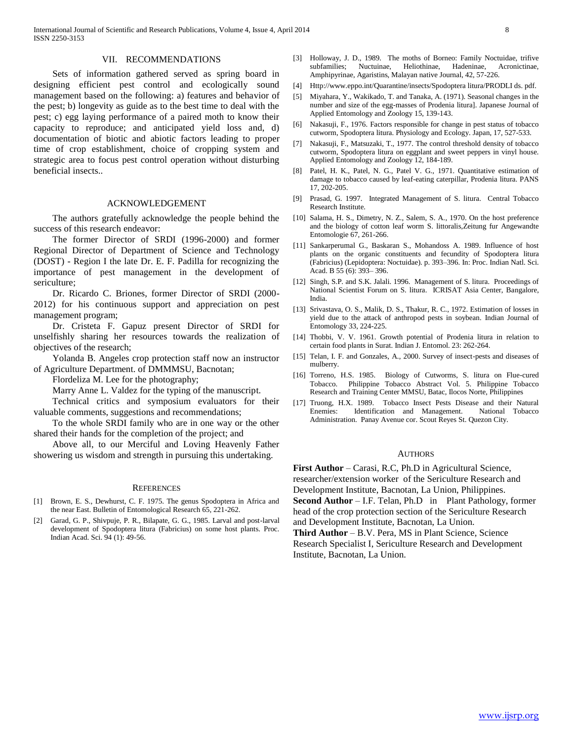## VII. RECOMMENDATIONS

Sets of information gathered served as spring board in designing efficient pest control and ecologically sound management based on the following: a) features and behavior of the pest; b) longevity as guide as to the best time to deal with the pest; c) egg laying performance of a paired moth to know their capacity to reproduce; and anticipated yield loss and, d) documentation of biotic and abiotic factors leading to proper time of crop establishment, choice of cropping system and strategic area to focus pest control operation without disturbing beneficial insects..

## ACKNOWLEDGEMENT

The authors gratefully acknowledge the people behind the success of this research endeavor:

The former Director of SRDI (1996-2000) and former Regional Director of Department of Science and Technology (DOST) - Region I the late Dr. E. F. Padilla for recognizing the importance of pest management in the development of sericulture;

Dr. Ricardo C. Briones, former Director of SRDI (2000-2012) for his continuous support and appreciation on pest management program;

Dr. Cristeta F. Gapuz present Director of SRDI for unselfishly sharing her resources towards the realization of objectives of the research;

Yolanda B. Angeles crop protection staff now an instructor of Agriculture Department. of DMMMSU, Bacnotan;

Flordeliza M. Lee for the photography;

Marry Anne L. Valdez for the typing of the manuscript.

Technical critics and symposium evaluators for their valuable comments, suggestions and recommendations;

To the whole SRDI family who are in one way or the other shared their hands for the completion of the project; and

Above all, to our Merciful and Loving Heavenly Father showering us wisdom and strength in pursuing this undertaking.

## REFERENCES

[1] Brown, E. S., Dewhurst, C. F. 1975. The genus Spodoptera in Africa and the near East. Bulletin of Entomological Research 65, 221-262.

[2] Garad, G. P., Shivpuje, P. R., Bilapate, G. G., 1985. Larval and post-larval development of Spodoptera litura (Fabricius) on some host plants. Proc. Indian Acad. Sci. 94 (1): 49-56.

[3] Holloway, J. D., 1989. The moths of Borneo: Family Noctuidae, trifive subfamilies; Nuctuinae, Heliothinae, Hadeninae, Acronictinae, Amphipyrinae, Agaristins, Malayan native Journal, 42, 57-226.

[4] Http://www.eppo.int/Quarantine/insects/Spodoptera litura/PRODLI ds. pdf.

[5] Miyahara, Y., Wakikado, T. and Tanaka, A. (1971). Seasonal changes in the number and size of the egg-masses of Prodenia litura]. Japanese Journal of Applied Entomology and Zoology 15, 139-143.

[6] Nakasuji, F., 1976. Factors responsible for change in pest status of tobacco cutworm, Spodoptera litura. Physiology and Ecology. Japan, 17, 527-533.

[7] Nakasuji, F., Matsuzaki, T., 1977. The control threshold density of tobacco cutworm, Spodoptera litura on eggplant and sweet peppers in vinyl house. Applied Entomology and Zoology 12, 184-189.

[8] Patel, H. K., Patel, N. G., Patel V. G., 1971. Quantitative estimation of damage to tobacco caused by leaf-eating caterpillar, Prodenia litura. PANS 17, 202-205.

[9] Prasad, G. 1997. Integrated Management of S. litura. Central Tobacco Research Institute.

[10] Salama, H. S., Dimetry, N. Z., Salem, S. A., 1970. On the host preference and the biology of cotton leaf worm S. littoralis,Zeitung fur Angewandte Entomologie 67, 261-266.

[11] Sankarperumal G., Baskaran S., Mohandoss A. 1989. Influence of host plants on the organic constituents and fecundity of Spodoptera litura (Fabricius) (Lepidoptera: Noctuidae). p. 393–396. In: Proc. Indian Natl. Sci. Acad. B 55 (6): 393– 396.

[12] Singh, S.P. and S.K. Jalali. 1996. Management of S. litura. Proceedings of National Scientist Forum on S. litura. ICRISAT Asia Center, Bangalore, India.

[13] Srivastava, O. S., Malik, D. S., Thakur, R. C., 1972. Estimation of losses in yield due to the attack of anthropod pests in soybean. Indian Journal of Entomology 33, 224-225.

[14] Thobbi, V. V. 1961. Growth potential of Prodenia litura in relation to certain food plants in Surat. Indian J. Entomol. 23: 262-264.

[15] Telan, I. F. and Gonzales, A., 2000. Survey of insect-pests and diseases of mulberry.

[16] Torreno, H.S. 1985. Biology of Cutworms, S. litura on Flue-cured Tobacco. Philippine Tobacco Abstract Vol. 5. Philippine Tobacco Research and Training Center MMSU, Batac, Ilocos Norte, Philippines

[17] Truong, H.X. 1989. Tobacco Insect Pests Disease and their Natural Enemies: Identification and Management. National Tobacco Administration. Panay Avenue cor. Scout Reyes St. Quezon City.

## AUTHORS

**First Author** – Carasi, R.C, Ph.D in Agricultural Science, researcher/extension worker of the Sericulture Research and Development Institute, Bacnotan, La Union, Philippines.

**Second Author** – I.F. Telan, Ph.D in Plant Pathology, former head of the crop protection section of the Sericulture Research and Development Institute, Bacnotan, La Union.

**Third Author** – B.V. Pera, MS in Plant Science, Science Research Specialist I, Sericulture Research and Development Institute, Bacnotan, La Union.